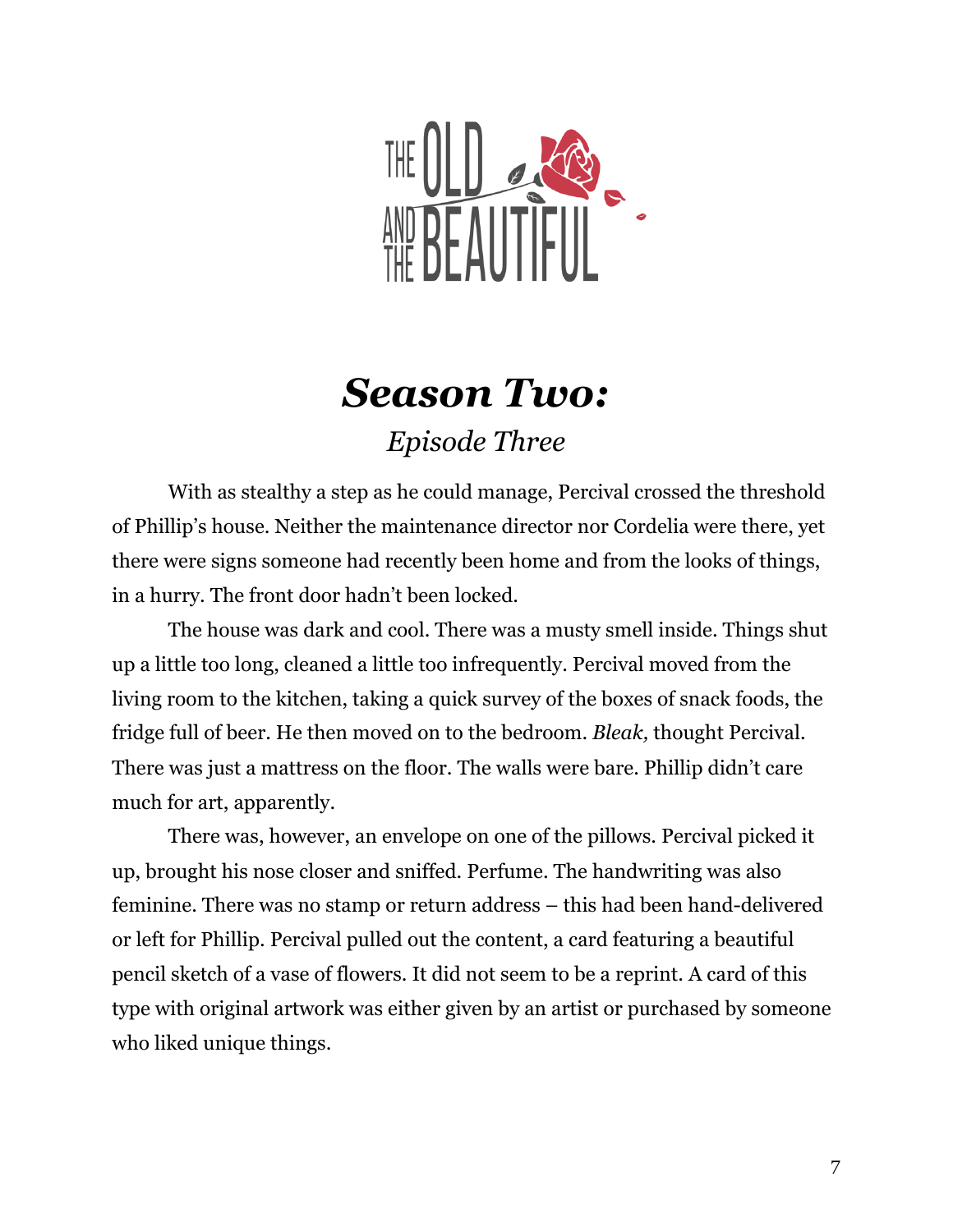# Season Two:

## *Episode Three*

With as stealthy a step as he could manage, Percival crossed the threshold of Phillip's house. Neither the maintenance director nor Cordelia were there, yet there were signs someone had recently been home and from the looks of things, in a hurry. The front door hadn't been locked.

The house was dark and cool. There was a musty smell inside. Things shut up a little too long, cleaned a little too infrequently. Percival moved from the living room to the kitchen, taking a quick survey of the boxes of snack foods, the fridge full of beer. He then moved on to the bedroom. *Bleak,* thought Percival. There was just a mattress on the floor. The walls were bare. Phillip didn't care much for art, apparently.

There was, however, an envelope on one of the pillows. Percival picked it up, brought his nose closer and sniffed. Perfume. The handwriting was also feminine. There was no stamp or return address – this had been hand-delivered or left for Phillip. Percival pulled out the content, a card featuring a beautiful pencil sketch of a vase of flowers. It did not seem to be a reprint. A card of this type with original artwork was either given by an artist or purchased by someone who liked unique things.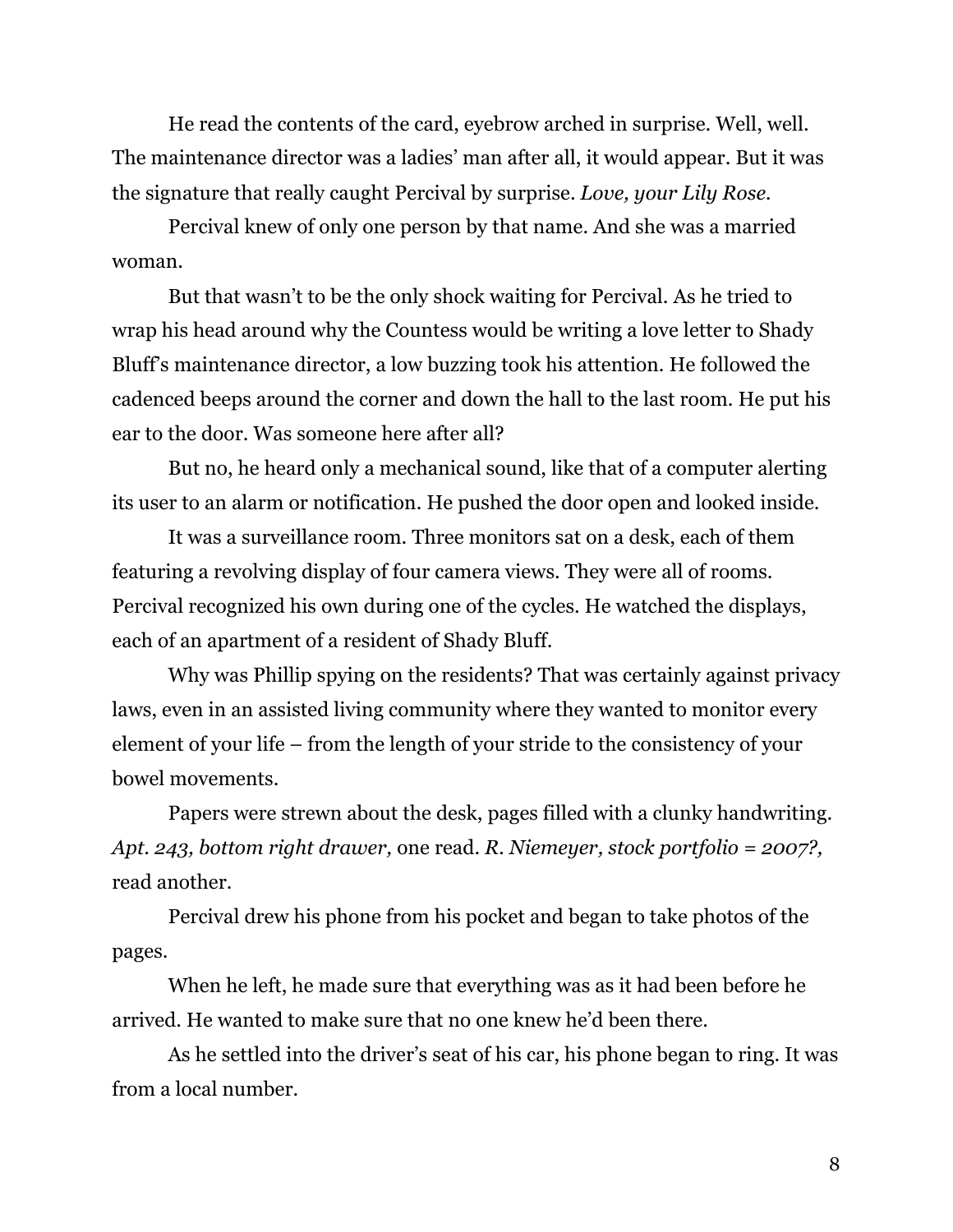He read the contents of the card, eyebrow arched in surprise. Well, well. The maintenance director was a ladies' man after all, it would appear. But it was the signature that really caught Percival by surprise. *Love, your Lily Rose.*

Percival knew of only one person by that name. And she was a married woman.

But that wasn't to be the only shock waiting for Percival. As he tried to wrap his head around why the Countess would be writing a love letter to Shady Bluff's maintenance director, a low buzzing took his attention. He followed the cadenced beeps around the corner and down the hall to the last room. He put his ear to the door. Was someone here after all?

But no, he heard only a mechanical sound, like that of a computer alerting its user to an alarm or notification. He pushed the door open and looked inside.

It was a surveillance room. Three monitors sat on a desk, each of them featuring a revolving display of four camera views. They were all of rooms. Percival recognized his own during one of the cycles. He watched the displays, each of an apartment of a resident of Shady Bluff.

Why was Phillip spying on the residents? That was certainly against privacy laws, even in an assisted living community where they wanted to monitor every element of your life – from the length of your stride to the consistency of your bowel movements.

Papers were strewn about the desk, pages filled with a clunky handwriting. *Apt. 243, bottom right drawer,* one read. *R. Niemeyer, stock portfolio = 2007?,* read another.

Percival drew his phone from his pocket and began to take photos of the pages.

When he left, he made sure that everything was as it had been before he arrived. He wanted to make sure that no one knew he'd been there.

As he settled into the driver's seat of his car, his phone began to ring. It was from a local number.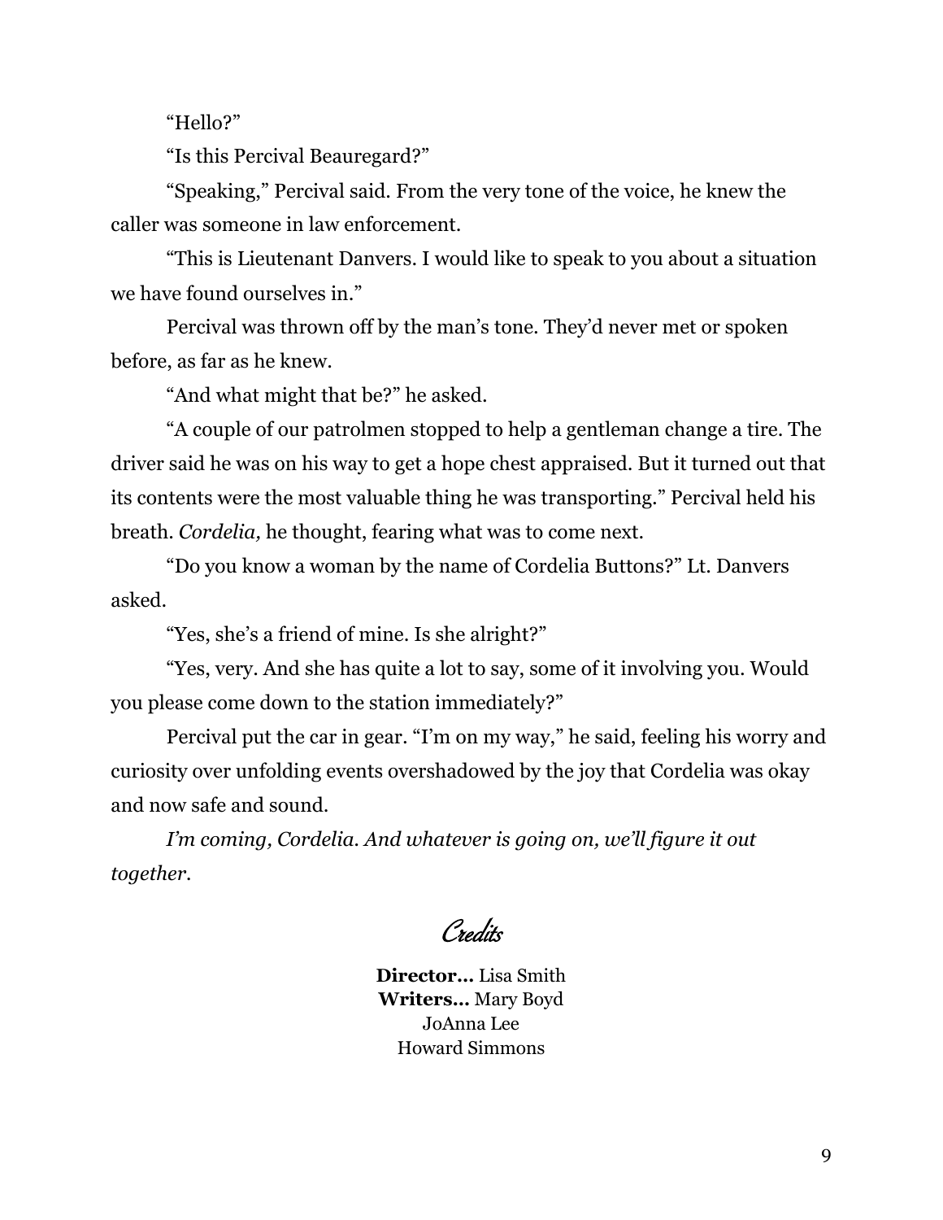"Hello?"

"Is this Percival Beauregard?"

"Speaking," Percival said. From the very tone of the voice, he knew the caller was someone in law enforcement.

"This is Lieutenant Danvers. I would like to speak to you about a situation we have found ourselves in."

Percival was thrown off by the man's tone. They'd never met or spoken before, as far as he knew.

"And what might that be?" he asked.

"A couple of our patrolmen stopped to help a gentleman change a tire. The driver said he was on his way to get a hope chest appraised. But it turned out that its contents were the most valuable thing he was transporting." Percival held his breath. *Cordelia,* he thought, fearing what was to come next.

"Do you know a woman by the name of Cordelia Buttons?" Lt. Danvers asked.

"Yes, she's a friend of mine. Is she alright?"

"Yes, very. And she has quite a lot to say, some of it involving you. Would you please come down to the station immediately?"

Percival put the car in gear. "I'm on my way," he said, feeling his worry and curiosity over unfolding events overshadowed by the joy that Cordelia was okay and now safe and sound.

*I'm coming, Cordelia. And whatever is going on, we'll figure it out together.*

## Credits

**Director…** Lisa Smith
**Writers…** Mary Boyd
JoAnna Lee
Howard Simmons